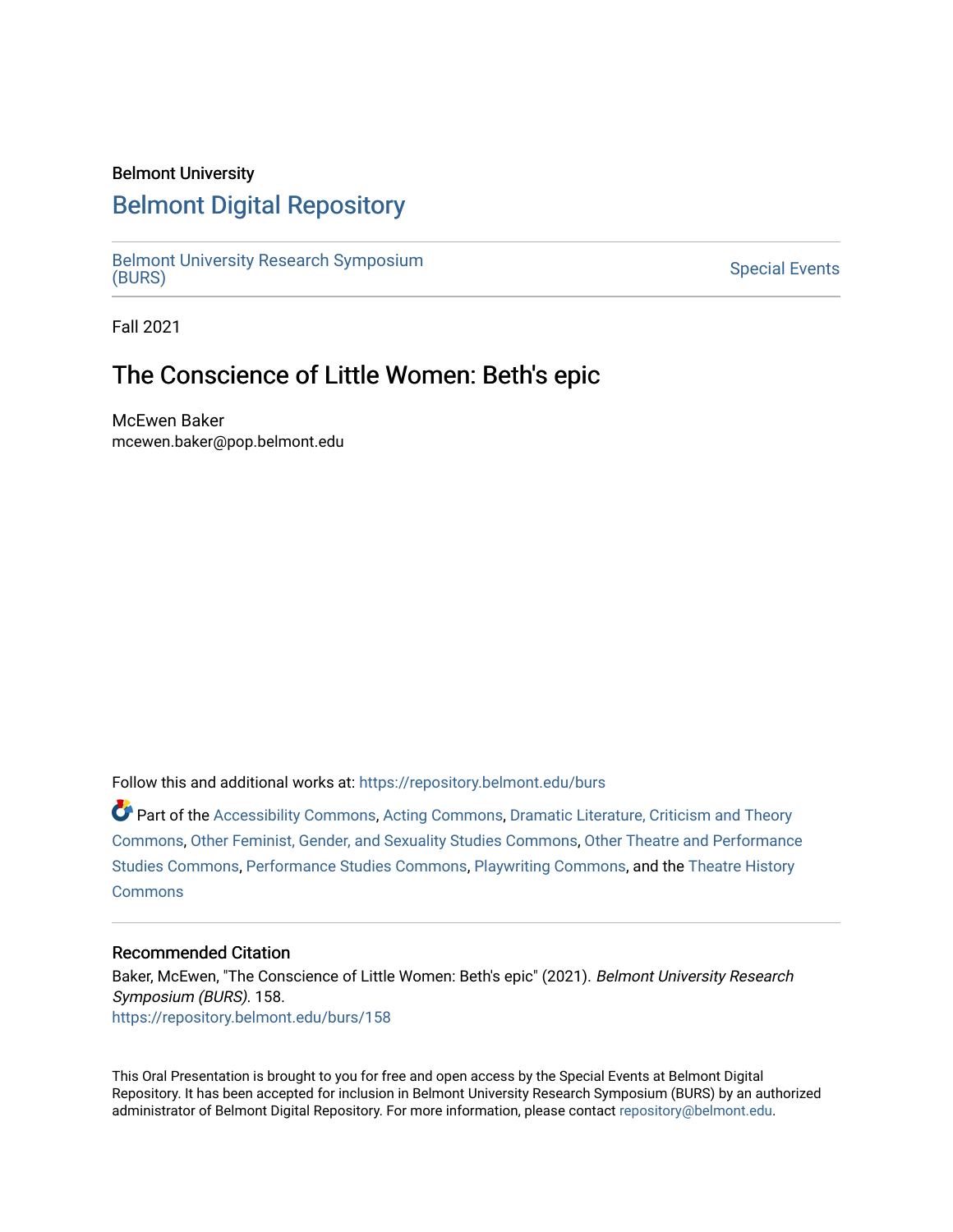Belmont University

# Belmont Digital Repository

Belmont University Research Symposium (BURS) | Special Events

Fall 2021

## The Conscience of Little Women: Beth's epic

McEwen Baker
mcewen.baker@pop.belmont.edu

Follow this and additional works at: https://repository.belmont.edu/burs

Part of the Accessibility Commons, Acting Commons, Dramatic Literature, Criticism and Theory Commons, Other Feminist, Gender, and Sexuality Studies Commons, Other Theatre and Performance Studies Commons, Performance Studies Commons, Playwriting Commons, and the Theatre History Commons

### Recommended Citation

Baker, McEwen, "The Conscience of Little Women: Beth's epic" (2021). *Belmont University Research Symposium (BURS)*. 158.
https://repository.belmont.edu/burs/158

This Oral Presentation is brought to you for free and open access by the Special Events at Belmont Digital Repository. It has been accepted for inclusion in Belmont University Research Symposium (BURS) by an authorized administrator of Belmont Digital Repository. For more information, please contact repository@belmont.edu.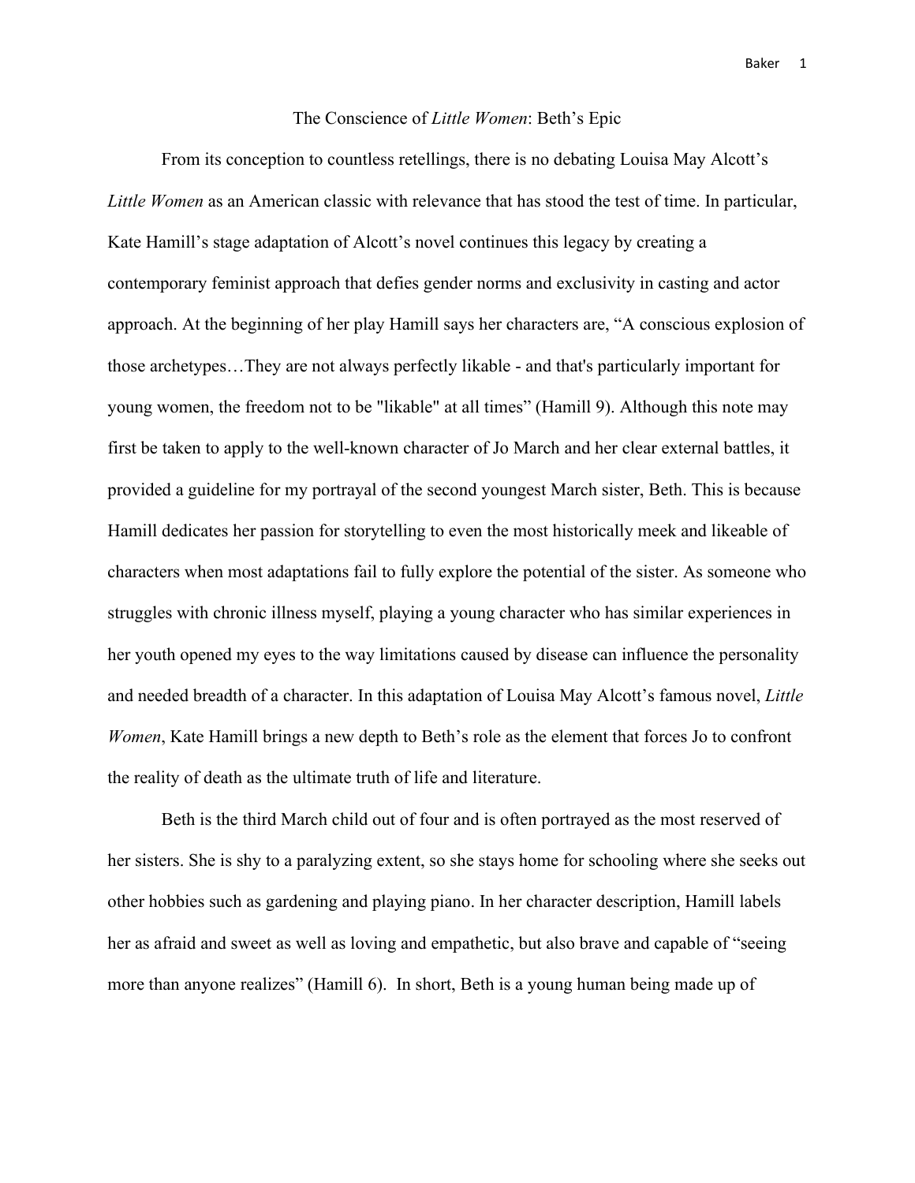The Conscience of *Little Women*: Beth's Epic

From its conception to countless retellings, there is no debating Louisa May Alcott's *Little Women* as an American classic with relevance that has stood the test of time. In particular, Kate Hamill's stage adaptation of Alcott's novel continues this legacy by creating a contemporary feminist approach that defies gender norms and exclusivity in casting and actor approach. At the beginning of her play Hamill says her characters are, "A conscious explosion of those archetypes…They are not always perfectly likable - and that's particularly important for young women, the freedom not to be "likable" at all times" (Hamill 9). Although this note may first be taken to apply to the well-known character of Jo March and her clear external battles, it provided a guideline for my portrayal of the second youngest March sister, Beth. This is because Hamill dedicates her passion for storytelling to even the most historically meek and likeable of characters when most adaptations fail to fully explore the potential of the sister. As someone who struggles with chronic illness myself, playing a young character who has similar experiences in her youth opened my eyes to the way limitations caused by disease can influence the personality and needed breadth of a character. In this adaptation of Louisa May Alcott's famous novel, *Little Women*, Kate Hamill brings a new depth to Beth's role as the element that forces Jo to confront the reality of death as the ultimate truth of life and literature.

Beth is the third March child out of four and is often portrayed as the most reserved of her sisters. She is shy to a paralyzing extent, so she stays home for schooling where she seeks out other hobbies such as gardening and playing piano. In her character description, Hamill labels her as afraid and sweet as well as loving and empathetic, but also brave and capable of "seeing more than anyone realizes" (Hamill 6). In short, Beth is a young human being made up of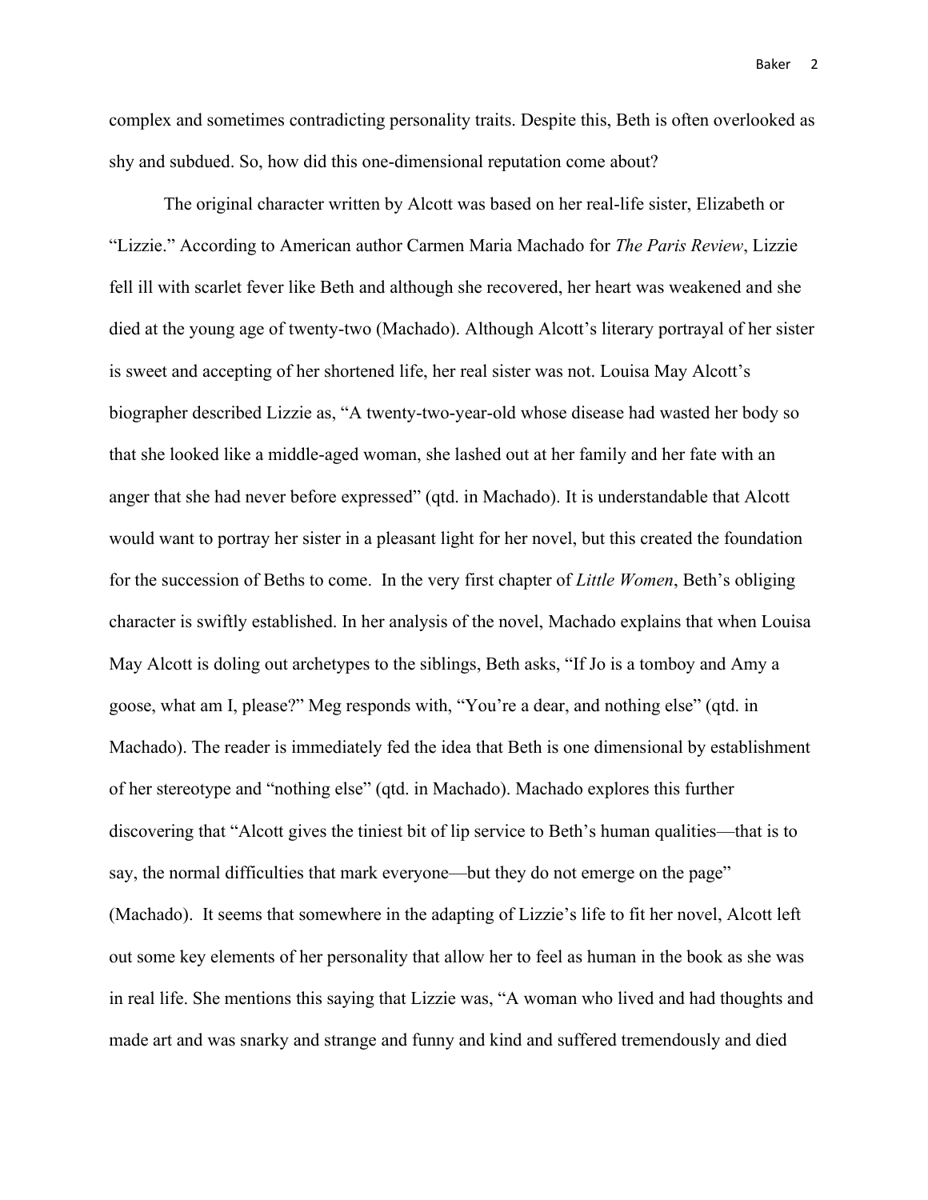complex and sometimes contradicting personality traits. Despite this, Beth is often overlooked as shy and subdued. So, how did this one-dimensional reputation come about?

The original character written by Alcott was based on her real-life sister, Elizabeth or "Lizzie." According to American author Carmen Maria Machado for *The Paris Review*, Lizzie fell ill with scarlet fever like Beth and although she recovered, her heart was weakened and she died at the young age of twenty-two (Machado). Although Alcott's literary portrayal of her sister is sweet and accepting of her shortened life, her real sister was not. Louisa May Alcott's biographer described Lizzie as, "A twenty-two-year-old whose disease had wasted her body so that she looked like a middle-aged woman, she lashed out at her family and her fate with an anger that she had never before expressed" (qtd. in Machado). It is understandable that Alcott would want to portray her sister in a pleasant light for her novel, but this created the foundation for the succession of Beths to come. In the very first chapter of *Little Women*, Beth's obliging character is swiftly established. In her analysis of the novel, Machado explains that when Louisa May Alcott is doling out archetypes to the siblings, Beth asks, "If Jo is a tomboy and Amy a goose, what am I, please?" Meg responds with, "You're a dear, and nothing else" (qtd. in Machado). The reader is immediately fed the idea that Beth is one dimensional by establishment of her stereotype and "nothing else" (qtd. in Machado). Machado explores this further discovering that "Alcott gives the tiniest bit of lip service to Beth's human qualities—that is to say, the normal difficulties that mark everyone—but they do not emerge on the page" (Machado). It seems that somewhere in the adapting of Lizzie's life to fit her novel, Alcott left out some key elements of her personality that allow her to feel as human in the book as she was in real life. She mentions this saying that Lizzie was, "A woman who lived and had thoughts and made art and was snarky and strange and funny and kind and suffered tremendously and died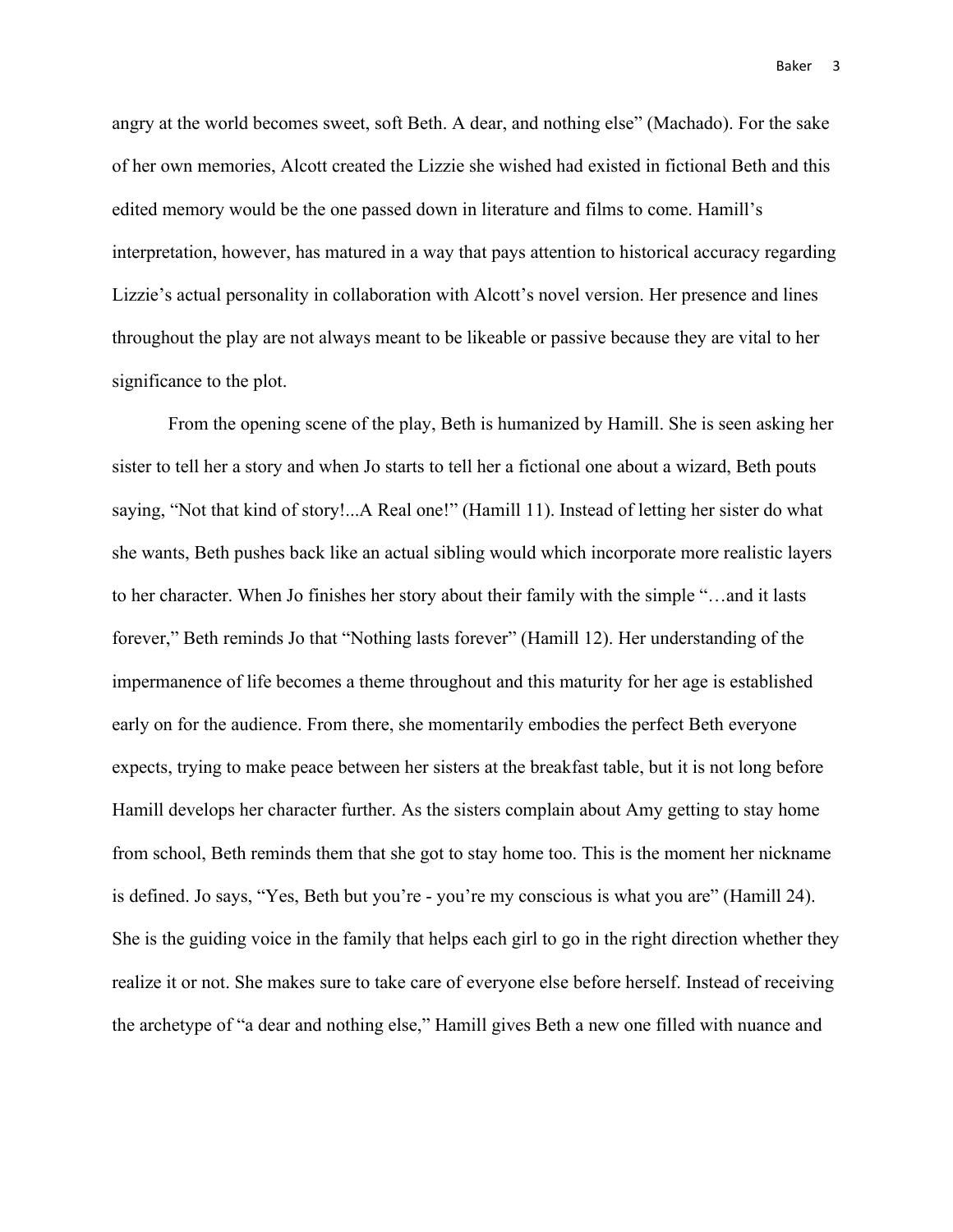angry at the world becomes sweet, soft Beth. A dear, and nothing else" (Machado). For the sake of her own memories, Alcott created the Lizzie she wished had existed in fictional Beth and this edited memory would be the one passed down in literature and films to come. Hamill's interpretation, however, has matured in a way that pays attention to historical accuracy regarding Lizzie's actual personality in collaboration with Alcott's novel version. Her presence and lines throughout the play are not always meant to be likeable or passive because they are vital to her significance to the plot.

From the opening scene of the play, Beth is humanized by Hamill. She is seen asking her sister to tell her a story and when Jo starts to tell her a fictional one about a wizard, Beth pouts saying, "Not that kind of story!...A Real one!" (Hamill 11). Instead of letting her sister do what she wants, Beth pushes back like an actual sibling would which incorporate more realistic layers to her character. When Jo finishes her story about their family with the simple "…and it lasts forever," Beth reminds Jo that "Nothing lasts forever" (Hamill 12). Her understanding of the impermanence of life becomes a theme throughout and this maturity for her age is established early on for the audience. From there, she momentarily embodies the perfect Beth everyone expects, trying to make peace between her sisters at the breakfast table, but it is not long before Hamill develops her character further. As the sisters complain about Amy getting to stay home from school, Beth reminds them that she got to stay home too. This is the moment her nickname is defined. Jo says, "Yes, Beth but you're - you're my conscious is what you are" (Hamill 24). She is the guiding voice in the family that helps each girl to go in the right direction whether they realize it or not. She makes sure to take care of everyone else before herself. Instead of receiving the archetype of "a dear and nothing else," Hamill gives Beth a new one filled with nuance and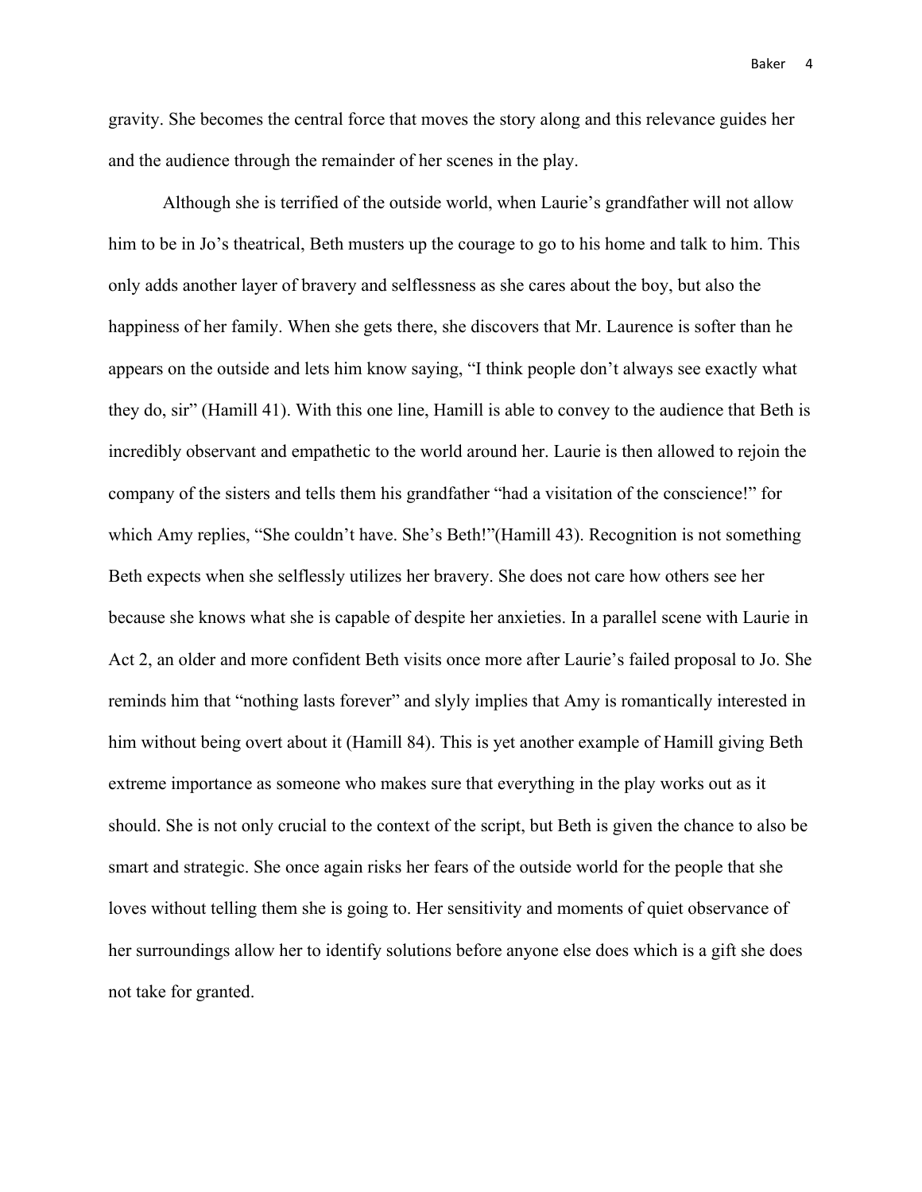gravity. She becomes the central force that moves the story along and this relevance guides her and the audience through the remainder of her scenes in the play.

Although she is terrified of the outside world, when Laurie's grandfather will not allow him to be in Jo's theatrical, Beth musters up the courage to go to his home and talk to him. This only adds another layer of bravery and selflessness as she cares about the boy, but also the happiness of her family. When she gets there, she discovers that Mr. Laurence is softer than he appears on the outside and lets him know saying, "I think people don't always see exactly what they do, sir" (Hamill 41). With this one line, Hamill is able to convey to the audience that Beth is incredibly observant and empathetic to the world around her. Laurie is then allowed to rejoin the company of the sisters and tells them his grandfather "had a visitation of the conscience!" for which Amy replies, "She couldn't have. She's Beth!"(Hamill 43). Recognition is not something Beth expects when she selflessly utilizes her bravery. She does not care how others see her because she knows what she is capable of despite her anxieties. In a parallel scene with Laurie in Act 2, an older and more confident Beth visits once more after Laurie's failed proposal to Jo. She reminds him that "nothing lasts forever" and slyly implies that Amy is romantically interested in him without being overt about it (Hamill 84). This is yet another example of Hamill giving Beth extreme importance as someone who makes sure that everything in the play works out as it should. She is not only crucial to the context of the script, but Beth is given the chance to also be smart and strategic. She once again risks her fears of the outside world for the people that she loves without telling them she is going to. Her sensitivity and moments of quiet observance of her surroundings allow her to identify solutions before anyone else does which is a gift she does not take for granted.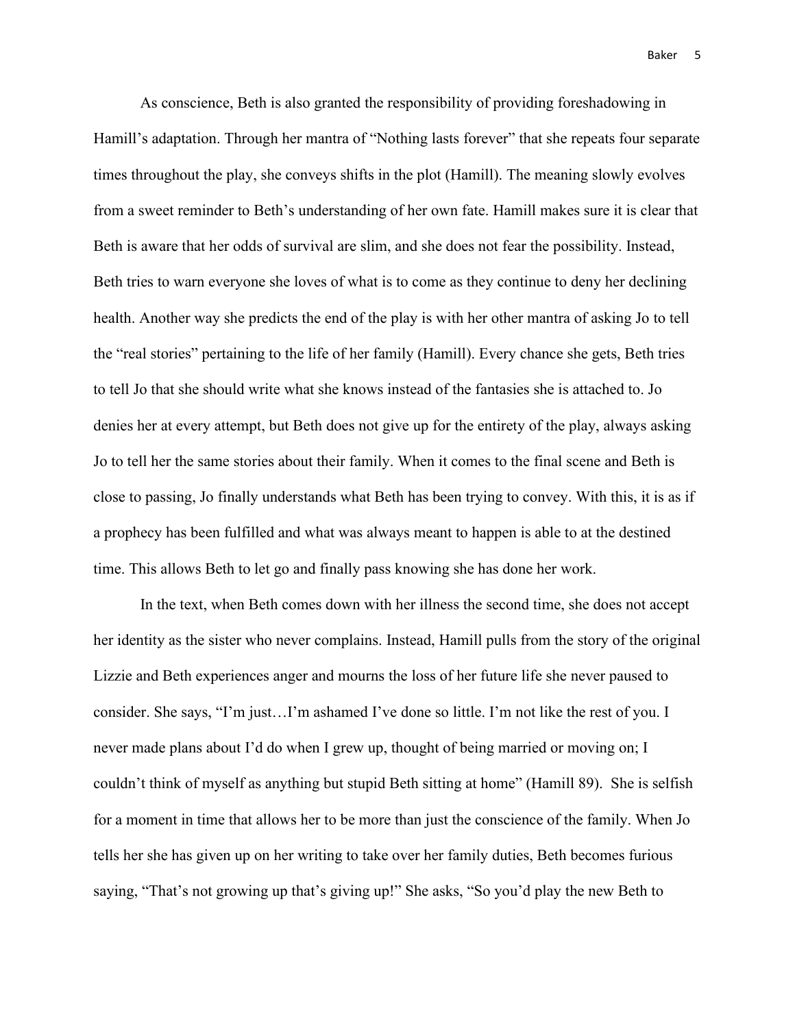As conscience, Beth is also granted the responsibility of providing foreshadowing in Hamill's adaptation. Through her mantra of "Nothing lasts forever" that she repeats four separate times throughout the play, she conveys shifts in the plot (Hamill). The meaning slowly evolves from a sweet reminder to Beth's understanding of her own fate. Hamill makes sure it is clear that Beth is aware that her odds of survival are slim, and she does not fear the possibility. Instead, Beth tries to warn everyone she loves of what is to come as they continue to deny her declining health. Another way she predicts the end of the play is with her other mantra of asking Jo to tell the "real stories" pertaining to the life of her family (Hamill). Every chance she gets, Beth tries to tell Jo that she should write what she knows instead of the fantasies she is attached to. Jo denies her at every attempt, but Beth does not give up for the entirety of the play, always asking Jo to tell her the same stories about their family. When it comes to the final scene and Beth is close to passing, Jo finally understands what Beth has been trying to convey. With this, it is as if a prophecy has been fulfilled and what was always meant to happen is able to at the destined time. This allows Beth to let go and finally pass knowing she has done her work.

In the text, when Beth comes down with her illness the second time, she does not accept her identity as the sister who never complains. Instead, Hamill pulls from the story of the original Lizzie and Beth experiences anger and mourns the loss of her future life she never paused to consider. She says, "I'm just…I'm ashamed I've done so little. I'm not like the rest of you. I never made plans about I'd do when I grew up, thought of being married or moving on; I couldn't think of myself as anything but stupid Beth sitting at home" (Hamill 89). She is selfish for a moment in time that allows her to be more than just the conscience of the family. When Jo tells her she has given up on her writing to take over her family duties, Beth becomes furious saying, "That's not growing up that's giving up!" She asks, "So you'd play the new Beth to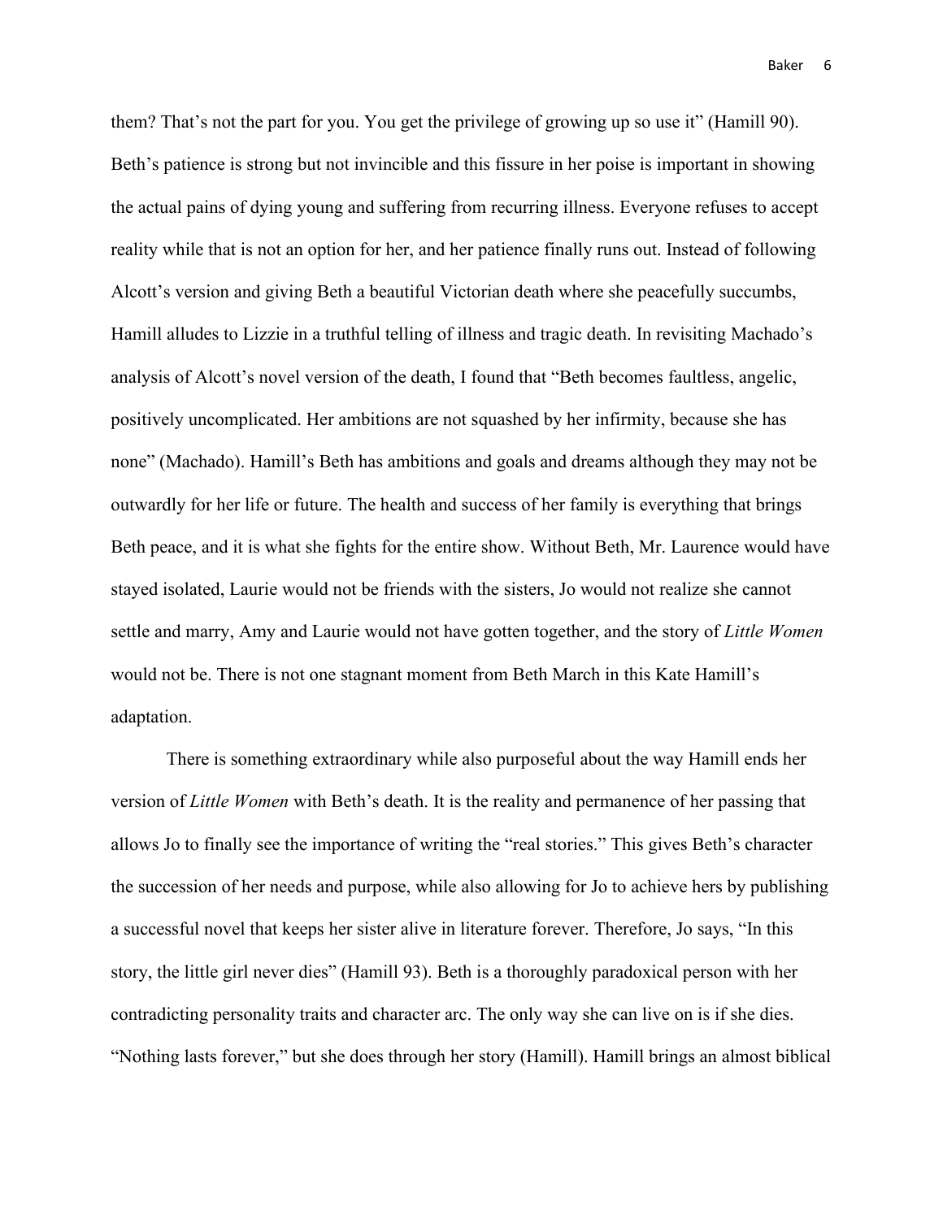them? That's not the part for you. You get the privilege of growing up so use it" (Hamill 90). Beth's patience is strong but not invincible and this fissure in her poise is important in showing the actual pains of dying young and suffering from recurring illness. Everyone refuses to accept reality while that is not an option for her, and her patience finally runs out. Instead of following Alcott's version and giving Beth a beautiful Victorian death where she peacefully succumbs, Hamill alludes to Lizzie in a truthful telling of illness and tragic death. In revisiting Machado's analysis of Alcott's novel version of the death, I found that "Beth becomes faultless, angelic, positively uncomplicated. Her ambitions are not squashed by her infirmity, because she has none" (Machado). Hamill's Beth has ambitions and goals and dreams although they may not be outwardly for her life or future. The health and success of her family is everything that brings Beth peace, and it is what she fights for the entire show. Without Beth, Mr. Laurence would have stayed isolated, Laurie would not be friends with the sisters, Jo would not realize she cannot settle and marry, Amy and Laurie would not have gotten together, and the story of *Little Women* would not be. There is not one stagnant moment from Beth March in this Kate Hamill's adaptation.

There is something extraordinary while also purposeful about the way Hamill ends her version of *Little Women* with Beth's death. It is the reality and permanence of her passing that allows Jo to finally see the importance of writing the "real stories." This gives Beth's character the succession of her needs and purpose, while also allowing for Jo to achieve hers by publishing a successful novel that keeps her sister alive in literature forever. Therefore, Jo says, "In this story, the little girl never dies" (Hamill 93). Beth is a thoroughly paradoxical person with her contradicting personality traits and character arc. The only way she can live on is if she dies. "Nothing lasts forever," but she does through her story (Hamill). Hamill brings an almost biblical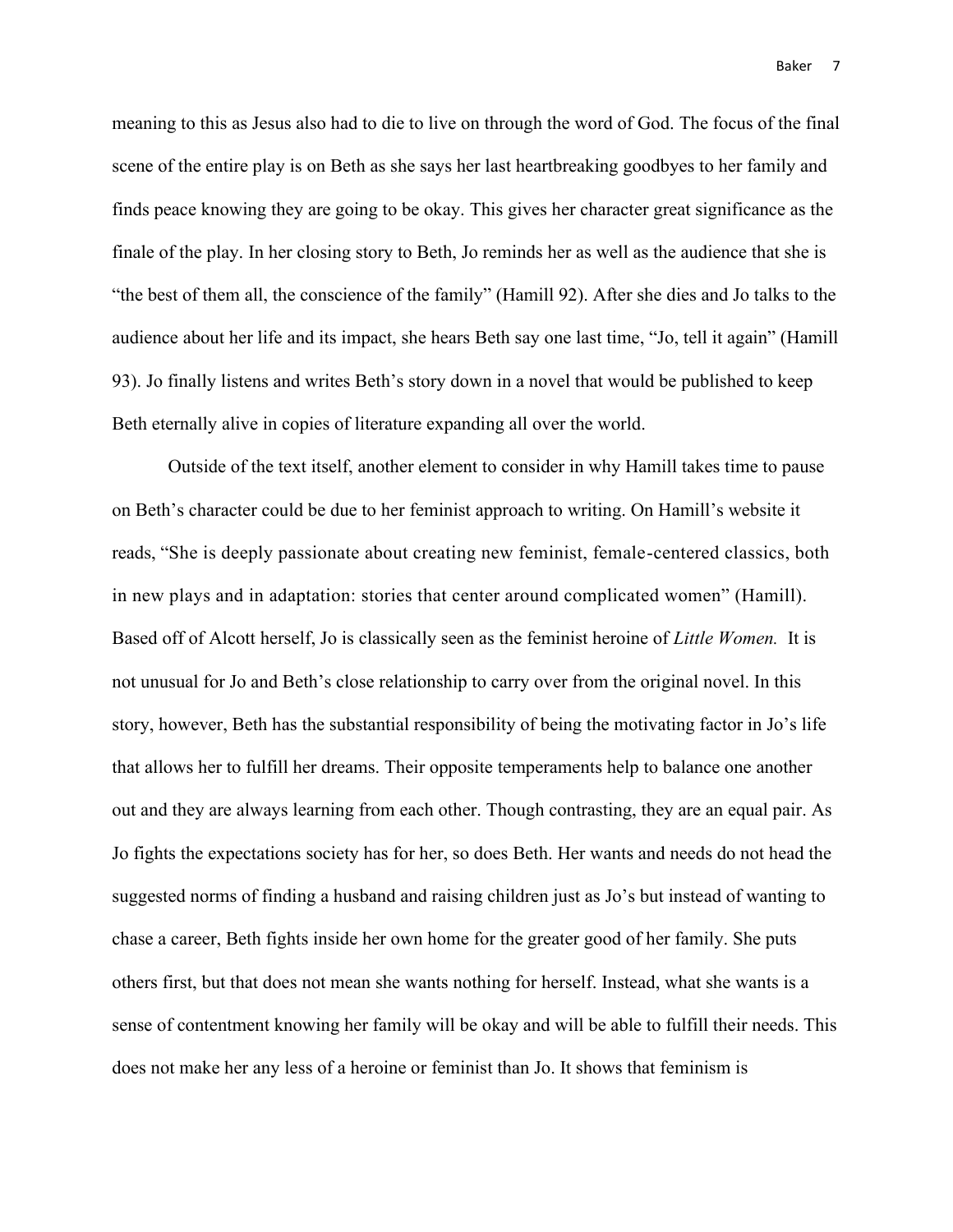meaning to this as Jesus also had to die to live on through the word of God. The focus of the final scene of the entire play is on Beth as she says her last heartbreaking goodbyes to her family and finds peace knowing they are going to be okay. This gives her character great significance as the finale of the play. In her closing story to Beth, Jo reminds her as well as the audience that she is "the best of them all, the conscience of the family" (Hamill 92). After she dies and Jo talks to the audience about her life and its impact, she hears Beth say one last time, "Jo, tell it again" (Hamill 93). Jo finally listens and writes Beth's story down in a novel that would be published to keep Beth eternally alive in copies of literature expanding all over the world.

Outside of the text itself, another element to consider in why Hamill takes time to pause on Beth's character could be due to her feminist approach to writing. On Hamill's website it reads, "She is deeply passionate about creating new feminist, female-centered classics, both in new plays and in adaptation: stories that center around complicated women" (Hamill). Based off of Alcott herself, Jo is classically seen as the feminist heroine of *Little Women.* It is not unusual for Jo and Beth's close relationship to carry over from the original novel. In this story, however, Beth has the substantial responsibility of being the motivating factor in Jo's life that allows her to fulfill her dreams. Their opposite temperaments help to balance one another out and they are always learning from each other. Though contrasting, they are an equal pair. As Jo fights the expectations society has for her, so does Beth. Her wants and needs do not head the suggested norms of finding a husband and raising children just as Jo's but instead of wanting to chase a career, Beth fights inside her own home for the greater good of her family. She puts others first, but that does not mean she wants nothing for herself. Instead, what she wants is a sense of contentment knowing her family will be okay and will be able to fulfill their needs. This does not make her any less of a heroine or feminist than Jo. It shows that feminism is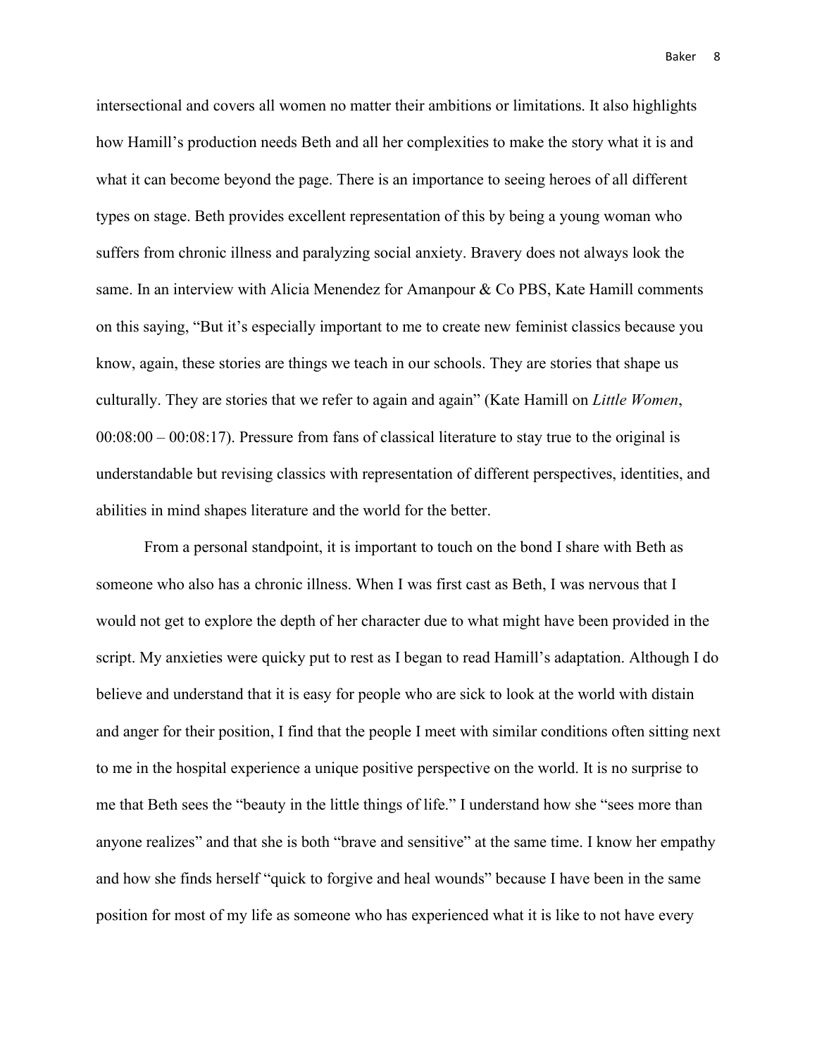intersectional and covers all women no matter their ambitions or limitations. It also highlights how Hamill's production needs Beth and all her complexities to make the story what it is and what it can become beyond the page. There is an importance to seeing heroes of all different types on stage. Beth provides excellent representation of this by being a young woman who suffers from chronic illness and paralyzing social anxiety. Bravery does not always look the same. In an interview with Alicia Menendez for Amanpour & Co PBS, Kate Hamill comments on this saying, "But it's especially important to me to create new feminist classics because you know, again, these stories are things we teach in our schools. They are stories that shape us culturally. They are stories that we refer to again and again" (Kate Hamill on *Little Women*, 00:08:00 – 00:08:17). Pressure from fans of classical literature to stay true to the original is understandable but revising classics with representation of different perspectives, identities, and abilities in mind shapes literature and the world for the better.

From a personal standpoint, it is important to touch on the bond I share with Beth as someone who also has a chronic illness. When I was first cast as Beth, I was nervous that I would not get to explore the depth of her character due to what might have been provided in the script. My anxieties were quicky put to rest as I began to read Hamill's adaptation. Although I do believe and understand that it is easy for people who are sick to look at the world with distain and anger for their position, I find that the people I meet with similar conditions often sitting next to me in the hospital experience a unique positive perspective on the world. It is no surprise to me that Beth sees the "beauty in the little things of life." I understand how she "sees more than anyone realizes" and that she is both "brave and sensitive" at the same time. I know her empathy and how she finds herself "quick to forgive and heal wounds" because I have been in the same position for most of my life as someone who has experienced what it is like to not have every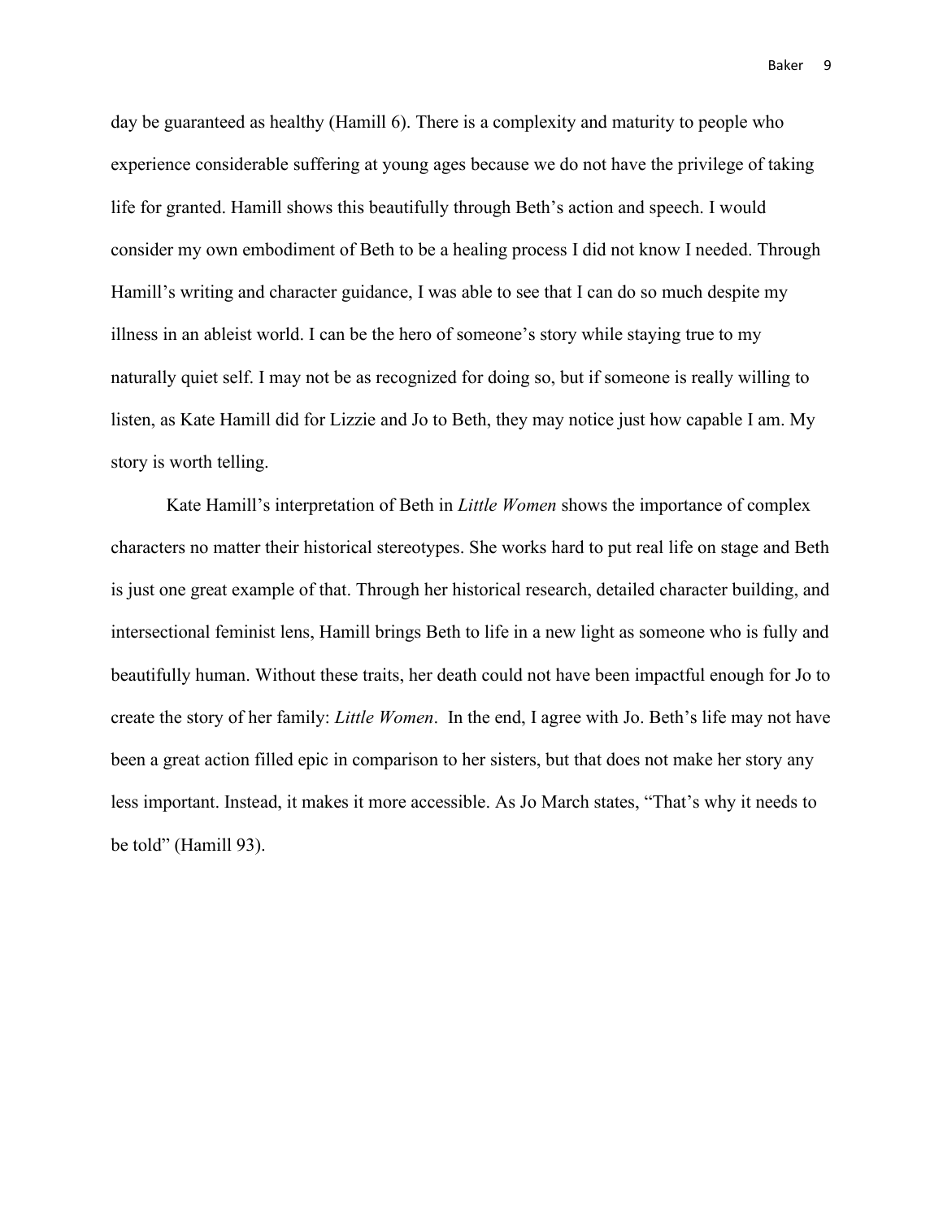day be guaranteed as healthy (Hamill 6). There is a complexity and maturity to people who experience considerable suffering at young ages because we do not have the privilege of taking life for granted. Hamill shows this beautifully through Beth's action and speech. I would consider my own embodiment of Beth to be a healing process I did not know I needed. Through Hamill's writing and character guidance, I was able to see that I can do so much despite my illness in an ableist world. I can be the hero of someone's story while staying true to my naturally quiet self. I may not be as recognized for doing so, but if someone is really willing to listen, as Kate Hamill did for Lizzie and Jo to Beth, they may notice just how capable I am. My story is worth telling.

Kate Hamill's interpretation of Beth in *Little Women* shows the importance of complex characters no matter their historical stereotypes. She works hard to put real life on stage and Beth is just one great example of that. Through her historical research, detailed character building, and intersectional feminist lens, Hamill brings Beth to life in a new light as someone who is fully and beautifully human. Without these traits, her death could not have been impactful enough for Jo to create the story of her family: *Little Women*. In the end, I agree with Jo. Beth's life may not have been a great action filled epic in comparison to her sisters, but that does not make her story any less important. Instead, it makes it more accessible. As Jo March states, "That's why it needs to be told" (Hamill 93).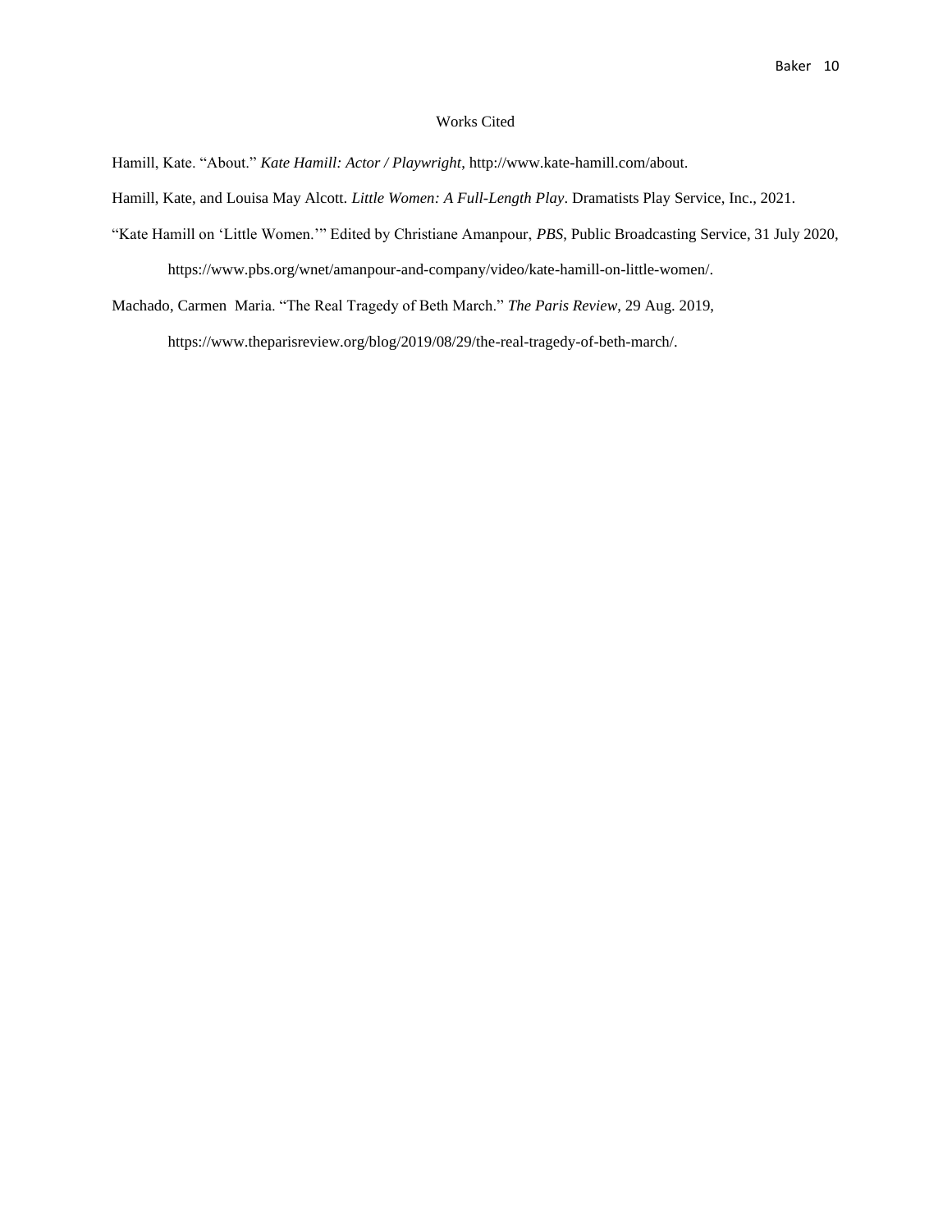# Works Cited

Hamill, Kate. "About." *Kate Hamill: Actor / Playwright*, http://www.kate-hamill.com/about.

Hamill, Kate, and Louisa May Alcott. *Little Women: A Full-Length Play*. Dramatists Play Service, Inc., 2021.

"Kate Hamill on 'Little Women.'" Edited by Christiane Amanpour, *PBS*, Public Broadcasting Service, 31 July 2020, https://www.pbs.org/wnet/amanpour-and-company/video/kate-hamill-on-little-women/.

Machado, Carmen Maria. "The Real Tragedy of Beth March." *The Paris Review*, 29 Aug. 2019, https://www.theparisreview.org/blog/2019/08/29/the-real-tragedy-of-beth-march/.